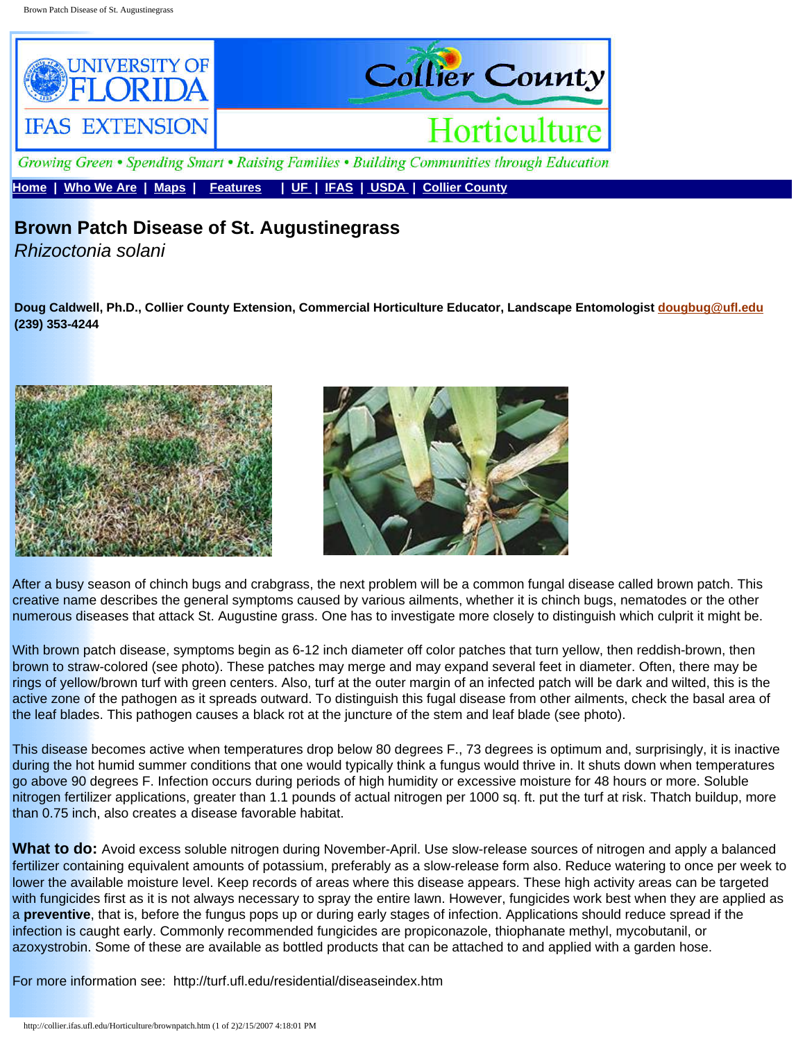**UNIVERSITY OF FLORIDA IFAS EXTENSION** | **Collier County Horticulture**

*Growing Green • Spending Smart • Raising Families • Building Communities through Education*

Home | Who We Are | Maps | Features | UF | IFAS | USDA | Collier County

# Brown Patch Disease of St. Augustinegrass

*Rhizoctonia solani*

**Doug Caldwell, Ph.D., Collier County Extension, Commercial Horticulture Educator, Landscape Entomologist dougbug@ufl.edu (239) 353-4244**

After a busy season of chinch bugs and crabgrass, the next problem will be a common fungal disease called brown patch. This creative name describes the general symptoms caused by various ailments, whether it is chinch bugs, nematodes or the other numerous diseases that attack St. Augustine grass. One has to investigate more closely to distinguish which culprit it might be.

With brown patch disease, symptoms begin as 6-12 inch diameter off color patches that turn yellow, then reddish-brown, then brown to straw-colored (see photo). These patches may merge and may expand several feet in diameter. Often, there may be rings of yellow/brown turf with green centers. Also, turf at the outer margin of an infected patch will be dark and wilted, this is the active zone of the pathogen as it spreads outward. To distinguish this fugal disease from other ailments, check the basal area of the leaf blades. This pathogen causes a black rot at the juncture of the stem and leaf blade (see photo).

This disease becomes active when temperatures drop below 80 degrees F., 73 degrees is optimum and, surprisingly, it is inactive during the hot humid summer conditions that one would typically think a fungus would thrive in. It shuts down when temperatures go above 90 degrees F. Infection occurs during periods of high humidity or excessive moisture for 48 hours or more. Soluble nitrogen fertilizer applications, greater than 1.1 pounds of actual nitrogen per 1000 sq. ft. put the turf at risk. Thatch buildup, more than 0.75 inch, also creates a disease favorable habitat.

**What to do:** Avoid excess soluble nitrogen during November-April. Use slow-release sources of nitrogen and apply a balanced fertilizer containing equivalent amounts of potassium, preferably as a slow-release form also. Reduce watering to once per week to lower the available moisture level. Keep records of areas where this disease appears. These high activity areas can be targeted with fungicides first as it is not always necessary to spray the entire lawn. However, fungicides work best when they are applied as a **preventive**, that is, before the fungus pops up or during early stages of infection. Applications should reduce spread if the infection is caught early. Commonly recommended fungicides are propiconazole, thiophanate methyl, mycobutanil, or azoxystrobin. Some of these are available as bottled products that can be attached to and applied with a garden hose.

For more information see: http://turf.ufl.edu/residential/diseaseindex.htm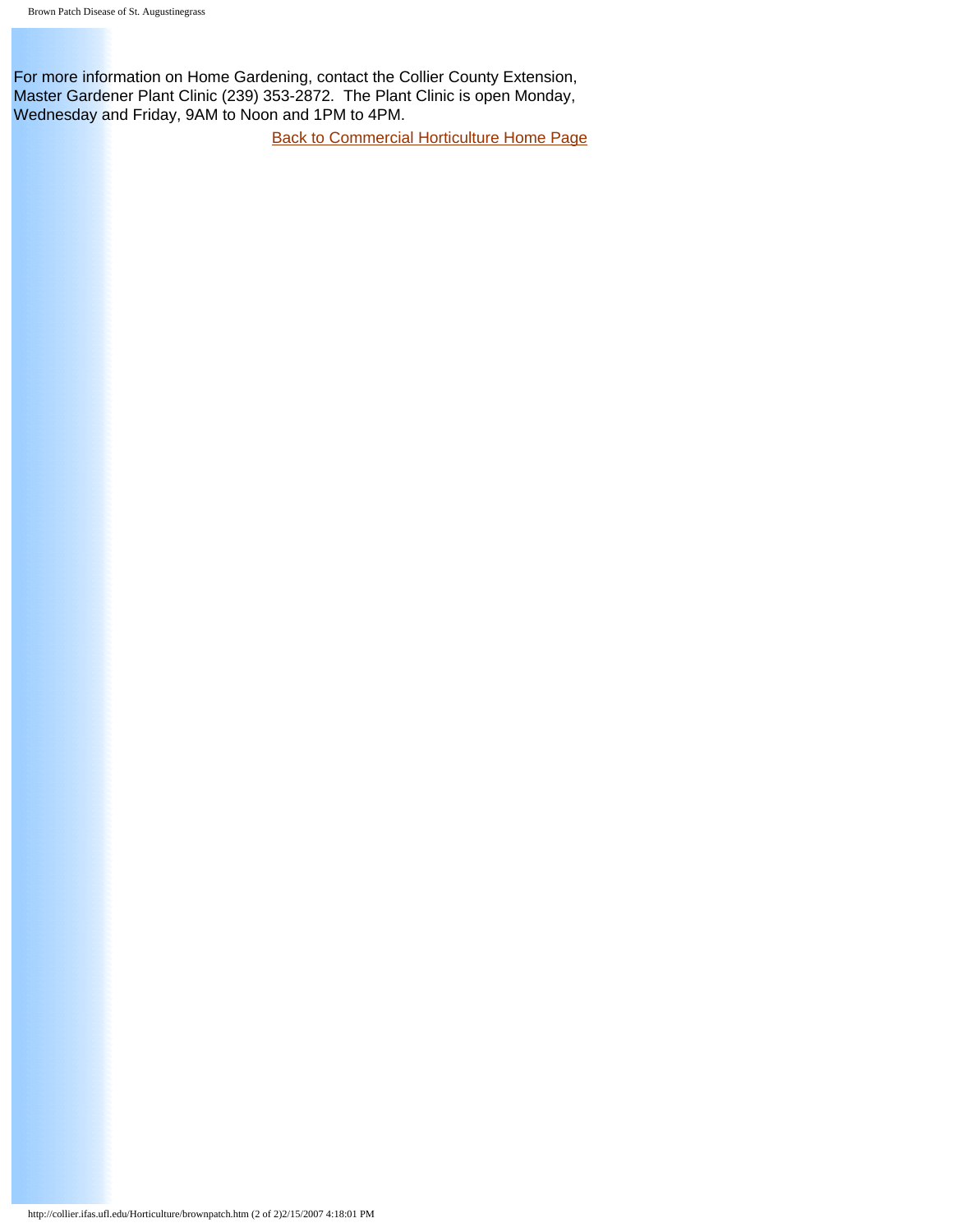For more information on Home Gardening, contact the Collier County Extension, Master Gardener Plant Clinic (239) 353-2872. The Plant Clinic is open Monday, Wednesday and Friday, 9AM to Noon and 1PM to 4PM.

Back to Commercial Horticulture Home Page